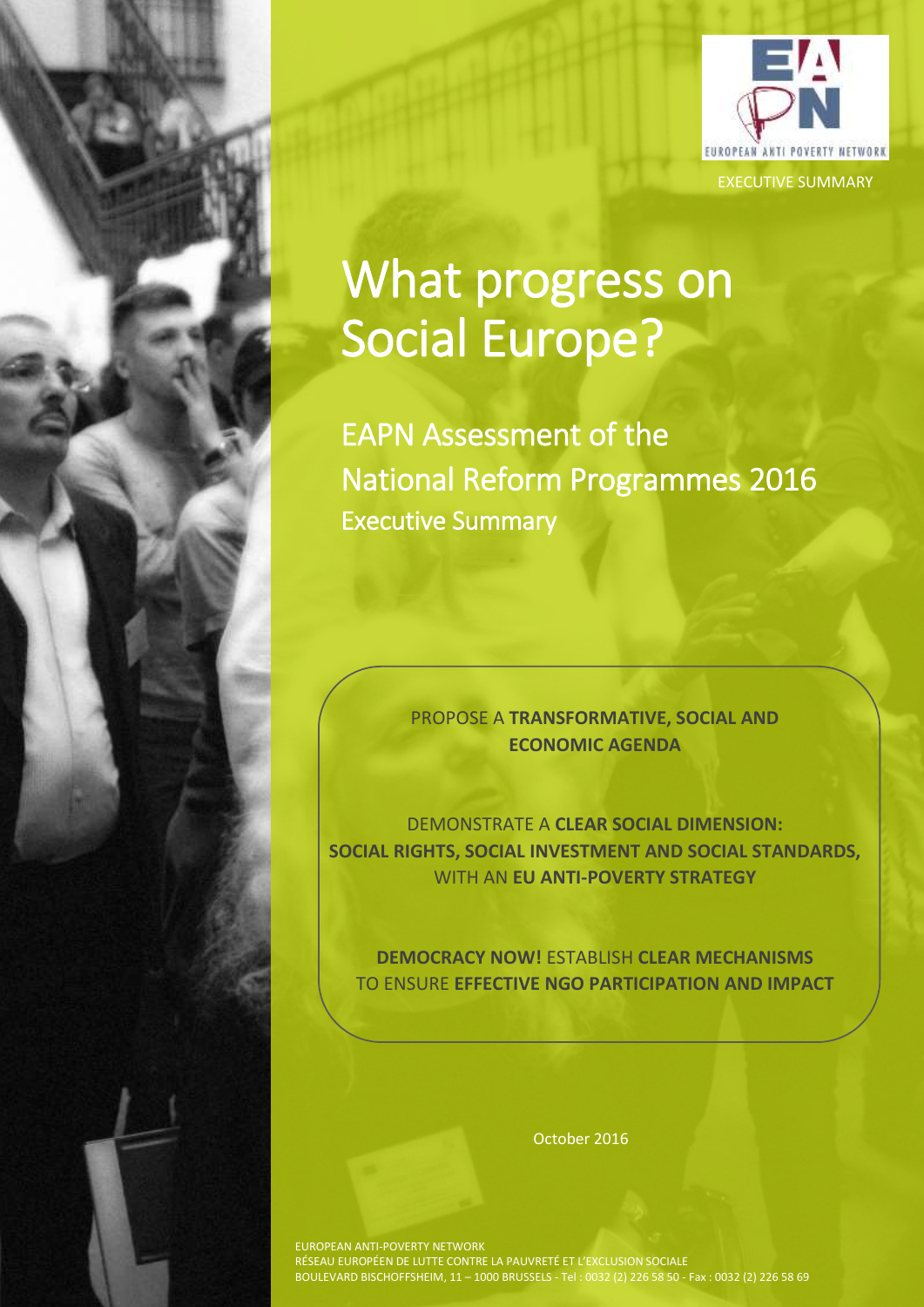EUROPEAN ANTI POVERTY NETWORK

EXECUTIVE SUMMARY

# What progress on Social Europe?

## EAPN Assessment of the National Reform Programmes 2016

### Executive Summary

PROPOSE A **TRANSFORMATIVE, SOCIAL AND ECONOMIC AGENDA**

DEMONSTRATE A **CLEAR SOCIAL DIMENSION: SOCIAL RIGHTS, SOCIAL INVESTMENT AND SOCIAL STANDARDS,** WITH AN **EU ANTI-POVERTY STRATEGY**

**DEMOCRACY NOW!** ESTABLISH **CLEAR MECHANISMS** TO ENSURE **EFFECTIVE NGO PARTICIPATION AND IMPACT**

October 2016

EUROPEAN ANTI-POVERTY NETWORK
RÉSEAU EUROPÉEN DE LUTTE CONTRE LA PAUVRETÉ ET L'EXCLUSION SOCIALE
BOULEVARD BISCHOFFSHEIM, 11 – 1000 BRUSSELS - Tel : 0032 (2) 226 58 50 - Fax : 0032 (2) 226 58 69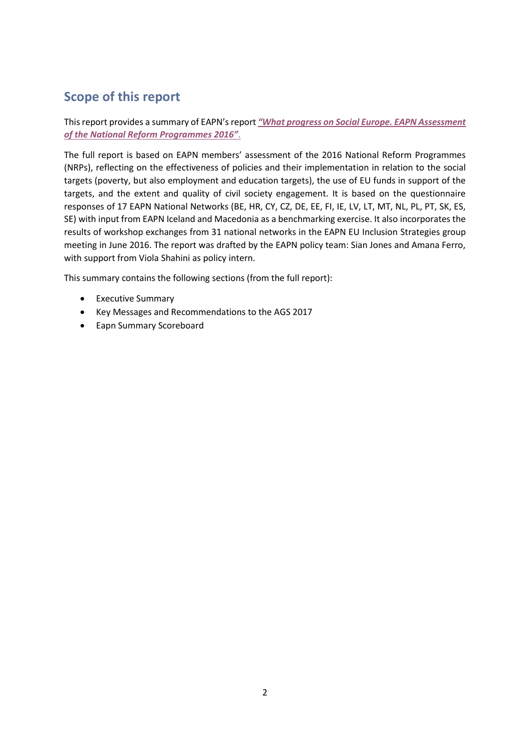## Scope of this report

This report provides a summary of EAPN's report ***"What progress on Social Europe. EAPN Assessment of the National Reform Programmes 2016"***.

The full report is based on EAPN members' assessment of the 2016 National Reform Programmes (NRPs), reflecting on the effectiveness of policies and their implementation in relation to the social targets (poverty, but also employment and education targets), the use of EU funds in support of the targets, and the extent and quality of civil society engagement. It is based on the questionnaire responses of 17 EAPN National Networks (BE, HR, CY, CZ, DE, EE, FI, IE, LV, LT, MT, NL, PL, PT, SK, ES, SE) with input from EAPN Iceland and Macedonia as a benchmarking exercise. It also incorporates the results of workshop exchanges from 31 national networks in the EAPN EU Inclusion Strategies group meeting in June 2016. The report was drafted by the EAPN policy team: Sian Jones and Amana Ferro, with support from Viola Shahini as policy intern.

This summary contains the following sections (from the full report):

- Executive Summary
- Key Messages and Recommendations to the AGS 2017
- Eapn Summary Scoreboard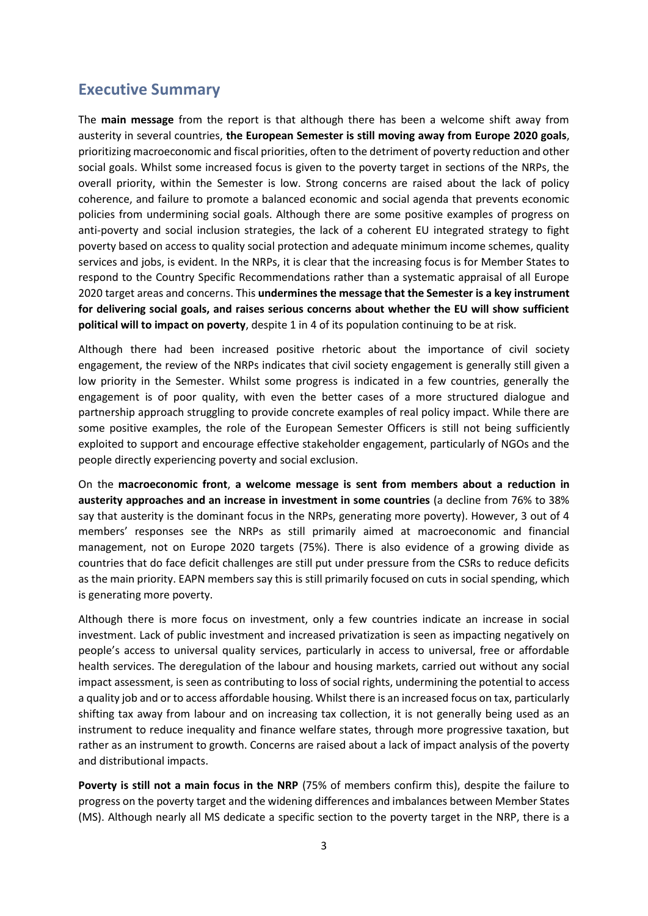## Executive Summary

The **main message** from the report is that although there has been a welcome shift away from austerity in several countries, **the European Semester is still moving away from Europe 2020 goals**, prioritizing macroeconomic and fiscal priorities, often to the detriment of poverty reduction and other social goals. Whilst some increased focus is given to the poverty target in sections of the NRPs, the overall priority, within the Semester is low. Strong concerns are raised about the lack of policy coherence, and failure to promote a balanced economic and social agenda that prevents economic policies from undermining social goals. Although there are some positive examples of progress on anti-poverty and social inclusion strategies, the lack of a coherent EU integrated strategy to fight poverty based on access to quality social protection and adequate minimum income schemes, quality services and jobs, is evident. In the NRPs, it is clear that the increasing focus is for Member States to respond to the Country Specific Recommendations rather than a systematic appraisal of all Europe 2020 target areas and concerns. This **undermines the message that the Semester is a key instrument for delivering social goals, and raises serious concerns about whether the EU will show sufficient political will to impact on poverty**, despite 1 in 4 of its population continuing to be at risk.

Although there had been increased positive rhetoric about the importance of civil society engagement, the review of the NRPs indicates that civil society engagement is generally still given a low priority in the Semester. Whilst some progress is indicated in a few countries, generally the engagement is of poor quality, with even the better cases of a more structured dialogue and partnership approach struggling to provide concrete examples of real policy impact. While there are some positive examples, the role of the European Semester Officers is still not being sufficiently exploited to support and encourage effective stakeholder engagement, particularly of NGOs and the people directly experiencing poverty and social exclusion.

On the **macroeconomic front**, **a welcome message is sent from members about a reduction in austerity approaches and an increase in investment in some countries** (a decline from 76% to 38% say that austerity is the dominant focus in the NRPs, generating more poverty). However, 3 out of 4 members' responses see the NRPs as still primarily aimed at macroeconomic and financial management, not on Europe 2020 targets (75%). There is also evidence of a growing divide as countries that do face deficit challenges are still put under pressure from the CSRs to reduce deficits as the main priority. EAPN members say this is still primarily focused on cuts in social spending, which is generating more poverty.

Although there is more focus on investment, only a few countries indicate an increase in social investment. Lack of public investment and increased privatization is seen as impacting negatively on people's access to universal quality services, particularly in access to universal, free or affordable health services. The deregulation of the labour and housing markets, carried out without any social impact assessment, is seen as contributing to loss of social rights, undermining the potential to access a quality job and or to access affordable housing. Whilst there is an increased focus on tax, particularly shifting tax away from labour and on increasing tax collection, it is not generally being used as an instrument to reduce inequality and finance welfare states, through more progressive taxation, but rather as an instrument to growth. Concerns are raised about a lack of impact analysis of the poverty and distributional impacts.

**Poverty is still not a main focus in the NRP** (75% of members confirm this), despite the failure to progress on the poverty target and the widening differences and imbalances between Member States (MS). Although nearly all MS dedicate a specific section to the poverty target in the NRP, there is a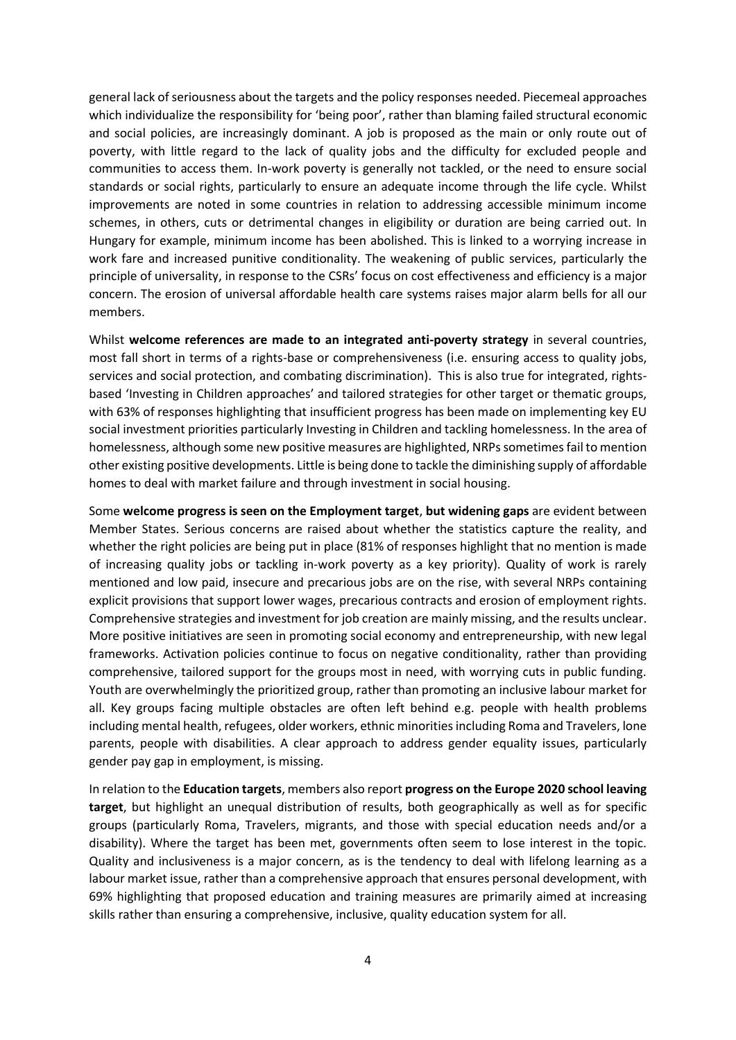general lack of seriousness about the targets and the policy responses needed. Piecemeal approaches which individualize the responsibility for 'being poor', rather than blaming failed structural economic and social policies, are increasingly dominant. A job is proposed as the main or only route out of poverty, with little regard to the lack of quality jobs and the difficulty for excluded people and communities to access them. In-work poverty is generally not tackled, or the need to ensure social standards or social rights, particularly to ensure an adequate income through the life cycle. Whilst improvements are noted in some countries in relation to addressing accessible minimum income schemes, in others, cuts or detrimental changes in eligibility or duration are being carried out. In Hungary for example, minimum income has been abolished. This is linked to a worrying increase in work fare and increased punitive conditionality. The weakening of public services, particularly the principle of universality, in response to the CSRs' focus on cost effectiveness and efficiency is a major concern. The erosion of universal affordable health care systems raises major alarm bells for all our members.

Whilst **welcome references are made to an integrated anti-poverty strategy** in several countries, most fall short in terms of a rights-base or comprehensiveness (i.e. ensuring access to quality jobs, services and social protection, and combating discrimination). This is also true for integrated, rights-based 'Investing in Children approaches' and tailored strategies for other target or thematic groups, with 63% of responses highlighting that insufficient progress has been made on implementing key EU social investment priorities particularly Investing in Children and tackling homelessness. In the area of homelessness, although some new positive measures are highlighted, NRPs sometimes fail to mention other existing positive developments. Little is being done to tackle the diminishing supply of affordable homes to deal with market failure and through investment in social housing.

Some **welcome progress is seen on the Employment target**, **but widening gaps** are evident between Member States. Serious concerns are raised about whether the statistics capture the reality, and whether the right policies are being put in place (81% of responses highlight that no mention is made of increasing quality jobs or tackling in-work poverty as a key priority). Quality of work is rarely mentioned and low paid, insecure and precarious jobs are on the rise, with several NRPs containing explicit provisions that support lower wages, precarious contracts and erosion of employment rights. Comprehensive strategies and investment for job creation are mainly missing, and the results unclear. More positive initiatives are seen in promoting social economy and entrepreneurship, with new legal frameworks. Activation policies continue to focus on negative conditionality, rather than providing comprehensive, tailored support for the groups most in need, with worrying cuts in public funding. Youth are overwhelmingly the prioritized group, rather than promoting an inclusive labour market for all. Key groups facing multiple obstacles are often left behind e.g. people with health problems including mental health, refugees, older workers, ethnic minorities including Roma and Travelers, lone parents, people with disabilities. A clear approach to address gender equality issues, particularly gender pay gap in employment, is missing.

In relation to the **Education targets**, members also report **progress on the Europe 2020 school leaving target**, but highlight an unequal distribution of results, both geographically as well as for specific groups (particularly Roma, Travelers, migrants, and those with special education needs and/or a disability). Where the target has been met, governments often seem to lose interest in the topic. Quality and inclusiveness is a major concern, as is the tendency to deal with lifelong learning as a labour market issue, rather than a comprehensive approach that ensures personal development, with 69% highlighting that proposed education and training measures are primarily aimed at increasing skills rather than ensuring a comprehensive, inclusive, quality education system for all.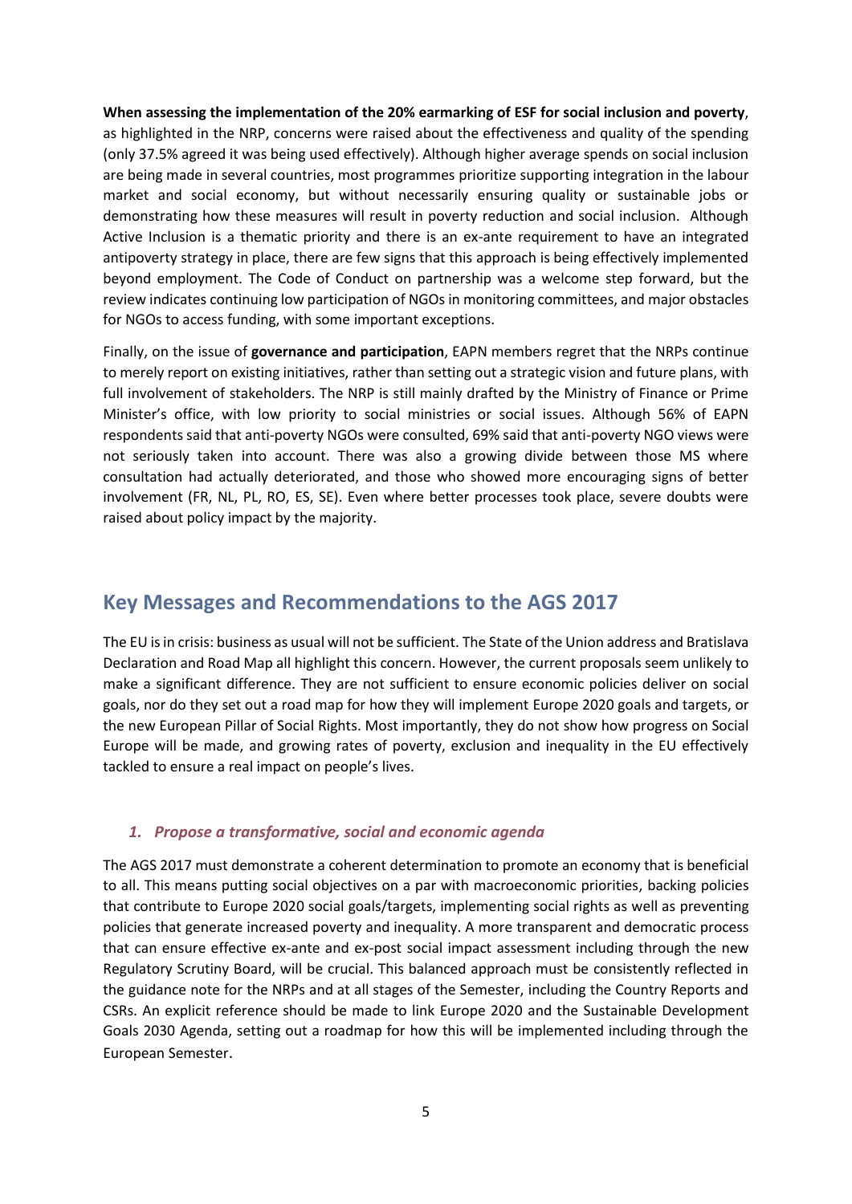**When assessing the implementation of the 20% earmarking of ESF for social inclusion and poverty**, as highlighted in the NRP, concerns were raised about the effectiveness and quality of the spending (only 37.5% agreed it was being used effectively). Although higher average spends on social inclusion are being made in several countries, most programmes prioritize supporting integration in the labour market and social economy, but without necessarily ensuring quality or sustainable jobs or demonstrating how these measures will result in poverty reduction and social inclusion. Although Active Inclusion is a thematic priority and there is an ex-ante requirement to have an integrated antipoverty strategy in place, there are few signs that this approach is being effectively implemented beyond employment. The Code of Conduct on partnership was a welcome step forward, but the review indicates continuing low participation of NGOs in monitoring committees, and major obstacles for NGOs to access funding, with some important exceptions.

Finally, on the issue of **governance and participation**, EAPN members regret that the NRPs continue to merely report on existing initiatives, rather than setting out a strategic vision and future plans, with full involvement of stakeholders. The NRP is still mainly drafted by the Ministry of Finance or Prime Minister's office, with low priority to social ministries or social issues. Although 56% of EAPN respondents said that anti-poverty NGOs were consulted, 69% said that anti-poverty NGO views were not seriously taken into account. There was also a growing divide between those MS where consultation had actually deteriorated, and those who showed more encouraging signs of better involvement (FR, NL, PL, RO, ES, SE). Even where better processes took place, severe doubts were raised about policy impact by the majority.

## Key Messages and Recommendations to the AGS 2017

The EU is in crisis: business as usual will not be sufficient. The State of the Union address and Bratislava Declaration and Road Map all highlight this concern. However, the current proposals seem unlikely to make a significant difference. They are not sufficient to ensure economic policies deliver on social goals, nor do they set out a road map for how they will implement Europe 2020 goals and targets, or the new European Pillar of Social Rights. Most importantly, they do not show how progress on Social Europe will be made, and growing rates of poverty, exclusion and inequality in the EU effectively tackled to ensure a real impact on people's lives.

### *1. Propose a transformative, social and economic agenda*

The AGS 2017 must demonstrate a coherent determination to promote an economy that is beneficial to all. This means putting social objectives on a par with macroeconomic priorities, backing policies that contribute to Europe 2020 social goals/targets, implementing social rights as well as preventing policies that generate increased poverty and inequality. A more transparent and democratic process that can ensure effective ex-ante and ex-post social impact assessment including through the new Regulatory Scrutiny Board, will be crucial. This balanced approach must be consistently reflected in the guidance note for the NRPs and at all stages of the Semester, including the Country Reports and CSRs. An explicit reference should be made to link Europe 2020 and the Sustainable Development Goals 2030 Agenda, setting out a roadmap for how this will be implemented including through the European Semester.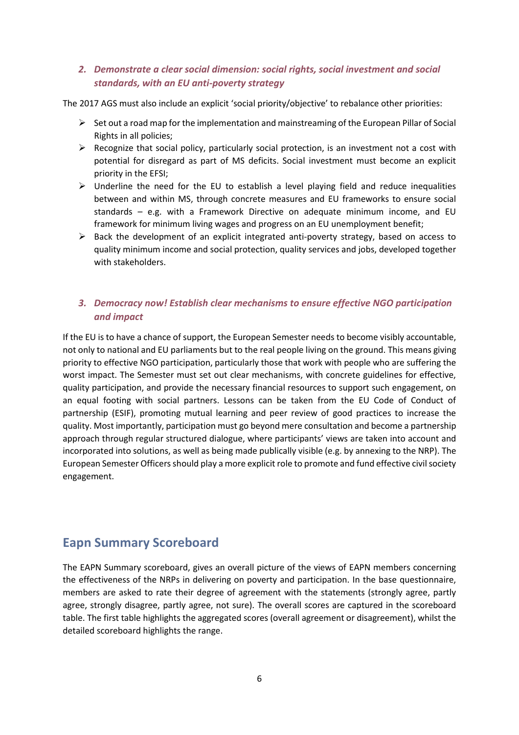### 2. *Demonstrate a clear social dimension: social rights, social investment and social standards, with an EU anti-poverty strategy*

The 2017 AGS must also include an explicit 'social priority/objective' to rebalance other priorities:

- Set out a road map for the implementation and mainstreaming of the European Pillar of Social Rights in all policies;
- Recognize that social policy, particularly social protection, is an investment not a cost with potential for disregard as part of MS deficits. Social investment must become an explicit priority in the EFSI;
- Underline the need for the EU to establish a level playing field and reduce inequalities between and within MS, through concrete measures and EU frameworks to ensure social standards – e.g. with a Framework Directive on adequate minimum income, and EU framework for minimum living wages and progress on an EU unemployment benefit;
- Back the development of an explicit integrated anti-poverty strategy, based on access to quality minimum income and social protection, quality services and jobs, developed together with stakeholders.

### 3. *Democracy now! Establish clear mechanisms to ensure effective NGO participation and impact*

If the EU is to have a chance of support, the European Semester needs to become visibly accountable, not only to national and EU parliaments but to the real people living on the ground. This means giving priority to effective NGO participation, particularly those that work with people who are suffering the worst impact. The Semester must set out clear mechanisms, with concrete guidelines for effective, quality participation, and provide the necessary financial resources to support such engagement, on an equal footing with social partners. Lessons can be taken from the EU Code of Conduct of partnership (ESIF), promoting mutual learning and peer review of good practices to increase the quality. Most importantly, participation must go beyond mere consultation and become a partnership approach through regular structured dialogue, where participants' views are taken into account and incorporated into solutions, as well as being made publically visible (e.g. by annexing to the NRP). The European Semester Officers should play a more explicit role to promote and fund effective civil society engagement.

## Eapn Summary Scoreboard

The EAPN Summary scoreboard, gives an overall picture of the views of EAPN members concerning the effectiveness of the NRPs in delivering on poverty and participation. In the base questionnaire, members are asked to rate their degree of agreement with the statements (strongly agree, partly agree, strongly disagree, partly agree, not sure). The overall scores are captured in the scoreboard table. The first table highlights the aggregated scores (overall agreement or disagreement), whilst the detailed scoreboard highlights the range.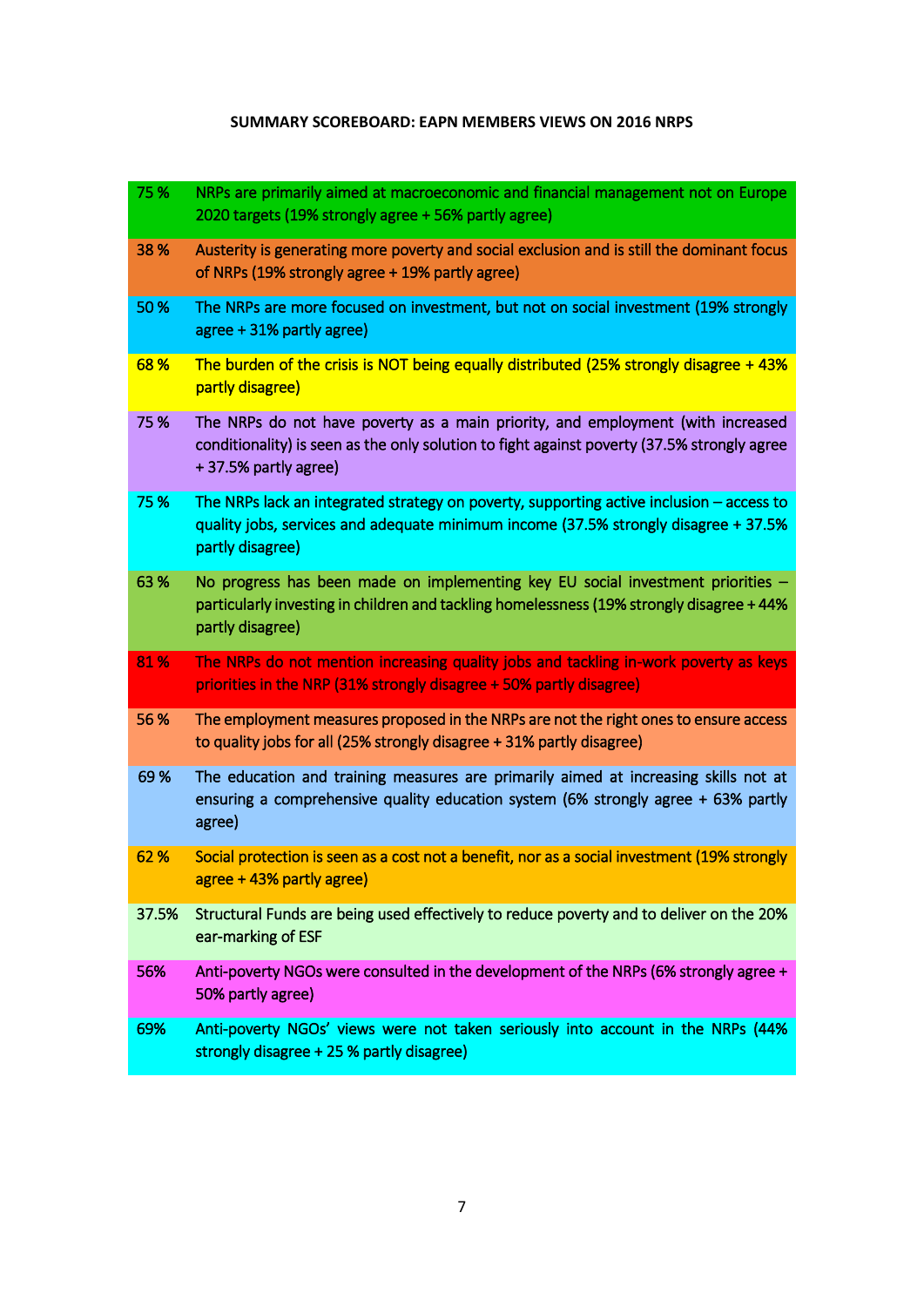**SUMMARY SCOREBOARD: EAPN MEMBERS VIEWS ON 2016 NRPS**

| | |
|---|---|
| 75 % | NRPs are primarily aimed at macroeconomic and financial management not on Europe 2020 targets (19% strongly agree + 56% partly agree) |
| 38 % | Austerity is generating more poverty and social exclusion and is still the dominant focus of NRPs (19% strongly agree + 19% partly agree) |
| 50 % | The NRPs are more focused on investment, but not on social investment (19% strongly agree + 31% partly agree) |
| 68 % | The burden of the crisis is NOT being equally distributed (25% strongly disagree + 43% partly disagree) |
| 75 % | The NRPs do not have poverty as a main priority, and employment (with increased conditionality) is seen as the only solution to fight against poverty (37.5% strongly agree + 37.5% partly agree) |
| 75 % | The NRPs lack an integrated strategy on poverty, supporting active inclusion – access to quality jobs, services and adequate minimum income (37.5% strongly disagree + 37.5% partly disagree) |
| 63 % | No progress has been made on implementing key EU social investment priorities – particularly investing in children and tackling homelessness (19% strongly disagree + 44% partly disagree) |
| 81 % | The NRPs do not mention increasing quality jobs and tackling in-work poverty as keys priorities in the NRP (31% strongly disagree + 50% partly disagree) |
| 56 % | The employment measures proposed in the NRPs are not the right ones to ensure access to quality jobs for all (25% strongly disagree + 31% partly disagree) |
| 69 % | The education and training measures are primarily aimed at increasing skills not at ensuring a comprehensive quality education system (6% strongly agree + 63% partly agree) |
| 62 % | Social protection is seen as a cost not a benefit, nor as a social investment (19% strongly agree + 43% partly agree) |
| 37.5% | Structural Funds are being used effectively to reduce poverty and to deliver on the 20% ear-marking of ESF |
| 56% | Anti-poverty NGOs were consulted in the development of the NRPs (6% strongly agree + 50% partly agree) |
| 69% | Anti-poverty NGOs' views were not taken seriously into account in the NRPs (44% strongly disagree + 25 % partly disagree) |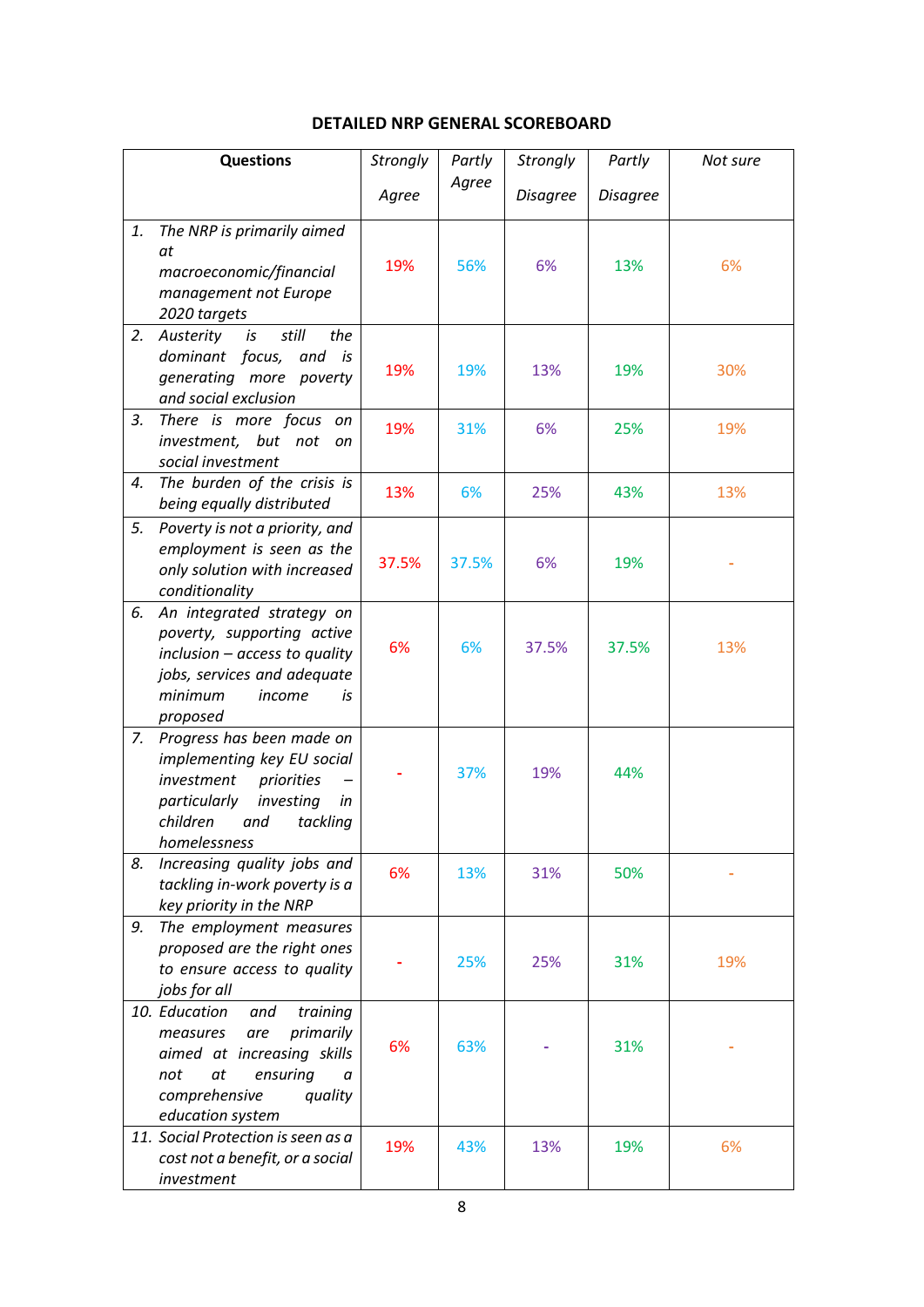## DETAILED NRP GENERAL SCOREBOARD

| Questions | *Strongly Agree* | *Partly Agree* | *Strongly Disagree* | *Partly Disagree* | *Not sure* |
|---|---|---|---|---|---|
| 1. *The NRP is primarily aimed at macroeconomic/financial management not Europe 2020 targets* | 19% | 56% | 6% | 13% | 6% |
| 2. *Austerity is still the dominant focus, and is generating more poverty and social exclusion* | 19% | 19% | 13% | 19% | 30% |
| 3. *There is more focus on investment, but not on social investment* | 19% | 31% | 6% | 25% | 19% |
| 4. *The burden of the crisis is being equally distributed* | 13% | 6% | 25% | 43% | 13% |
| 5. *Poverty is not a priority, and employment is seen as the only solution with increased conditionality* | 37.5% | 37.5% | 6% | 19% | - |
| 6. *An integrated strategy on poverty, supporting active inclusion – access to quality jobs, services and adequate minimum income is proposed* | 6% | 6% | 37.5% | 37.5% | 13% |
| 7. *Progress has been made on implementing key EU social investment priorities – particularly investing in children and tackling homelessness* | - | 37% | 19% | 44% | |
| 8. *Increasing quality jobs and tackling in-work poverty is a key priority in the NRP* | 6% | 13% | 31% | 50% | - |
| 9. *The employment measures proposed are the right ones to ensure access to quality jobs for all* | - | 25% | 25% | 31% | 19% |
| 10. *Education and training measures are primarily aimed at increasing skills not at ensuring a comprehensive quality education system* | 6% | 63% | - | 31% | - |
| 11. *Social Protection is seen as a cost not a benefit, or a social investment* | 19% | 43% | 13% | 19% | 6% |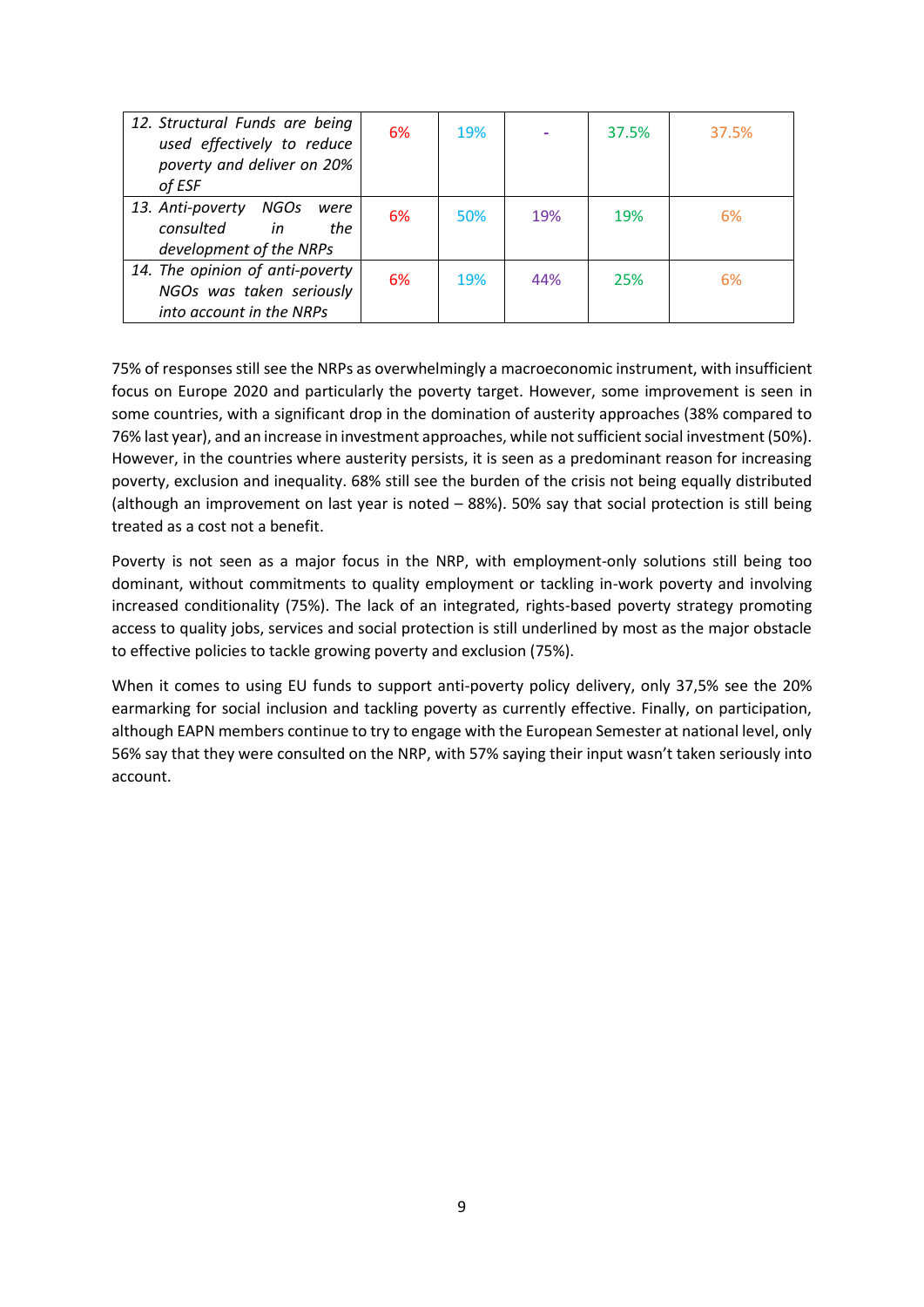| | | | | | |
|---|---|---|---|---|---|
| *12. Structural Funds are being used effectively to reduce poverty and deliver on 20% of ESF* | 6% | 19% | - | 37.5% | 37.5% |
| *13. Anti-poverty NGOs were consulted in the development of the NRPs* | 6% | 50% | 19% | 19% | 6% |
| *14. The opinion of anti-poverty NGOs was taken seriously into account in the NRPs* | 6% | 19% | 44% | 25% | 6% |

75% of responses still see the NRPs as overwhelmingly a macroeconomic instrument, with insufficient focus on Europe 2020 and particularly the poverty target. However, some improvement is seen in some countries, with a significant drop in the domination of austerity approaches (38% compared to 76% last year), and an increase in investment approaches, while not sufficient social investment (50%). However, in the countries where austerity persists, it is seen as a predominant reason for increasing poverty, exclusion and inequality. 68% still see the burden of the crisis not being equally distributed (although an improvement on last year is noted – 88%). 50% say that social protection is still being treated as a cost not a benefit.

Poverty is not seen as a major focus in the NRP, with employment-only solutions still being too dominant, without commitments to quality employment or tackling in-work poverty and involving increased conditionality (75%). The lack of an integrated, rights-based poverty strategy promoting access to quality jobs, services and social protection is still underlined by most as the major obstacle to effective policies to tackle growing poverty and exclusion (75%).

When it comes to using EU funds to support anti-poverty policy delivery, only 37,5% see the 20% earmarking for social inclusion and tackling poverty as currently effective. Finally, on participation, although EAPN members continue to try to engage with the European Semester at national level, only 56% say that they were consulted on the NRP, with 57% saying their input wasn't taken seriously into account.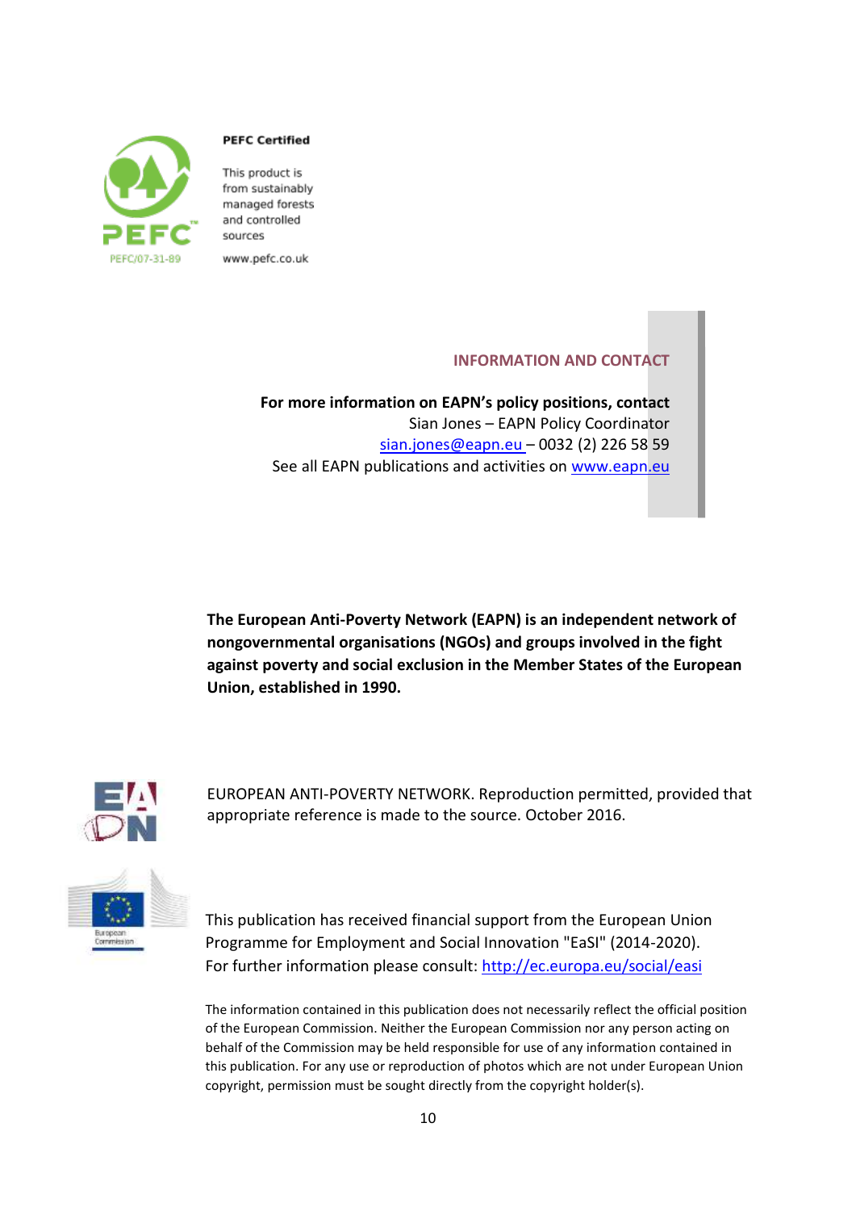**PEFC Certified**

This product is from sustainably managed forests and controlled sources

PEFC/07-31-89

www.pefc.co.uk

## INFORMATION AND CONTACT

**For more information on EAPN's policy positions, contact**
Sian Jones – EAPN Policy Coordinator
sian.jones@eapn.eu – 0032 (2) 226 58 59
See all EAPN publications and activities on www.eapn.eu

**The European Anti-Poverty Network (EAPN) is an independent network of nongovernmental organisations (NGOs) and groups involved in the fight against poverty and social exclusion in the Member States of the European Union, established in 1990.**

EUROPEAN ANTI-POVERTY NETWORK. Reproduction permitted, provided that appropriate reference is made to the source. October 2016.

This publication has received financial support from the European Union Programme for Employment and Social Innovation "EaSI" (2014-2020). For further information please consult: http://ec.europa.eu/social/easi

The information contained in this publication does not necessarily reflect the official position of the European Commission. Neither the European Commission nor any person acting on behalf of the Commission may be held responsible for use of any information contained in this publication. For any use or reproduction of photos which are not under European Union copyright, permission must be sought directly from the copyright holder(s).